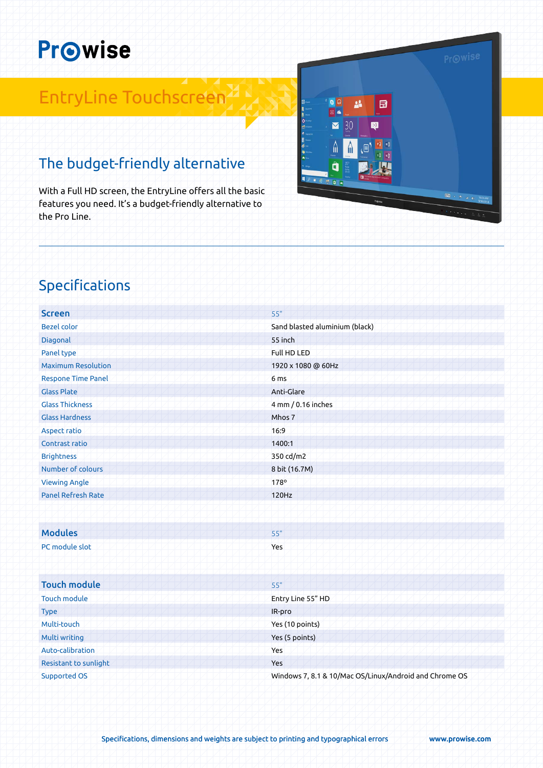# Prowise

## EntryLine Touchscreen

### The budget-friendly alternative

With a Full HD screen, the EntryLine offers all the basic features you need. It's a budget-friendly alternative to the Pro Line.

## Specifications

| Screen | 55" |
|---|---|
| Bezel color | Sand blasted aluminium (black) |
| Diagonal | 55 inch |
| Panel type | Full HD LED |
| Maximum Resolution | 1920 x 1080 @ 60Hz |
| Respone Time Panel | 6 ms |
| Glass Plate | Anti-Glare |
| Glass Thickness | 4 mm / 0.16 inches |
| Glass Hardness | Mhos 7 |
| Aspect ratio | 16:9 |
| Contrast ratio | 1400:1 |
| Brightness | 350 cd/m2 |
| Number of colours | 8 bit (16.7M) |
| Viewing Angle | 178º |
| Panel Refresh Rate | 120Hz |

| Modules | 55" |
|---|---|
| PC module slot | Yes |

| Touch module | 55" |
|---|---|
| Touch module | Entry Line 55" HD |
| Type | IR-pro |
| Multi-touch | Yes (10 points) |
| Multi writing | Yes (5 points) |
| Auto-calibration | Yes |
| Resistant to sunlight | Yes |
| Supported OS | Windows 7, 8.1 & 10/Mac OS/Linux/Android and Chrome OS |

Specifications, dimensions and weights are subject to printing and typographical errors www.prowise.com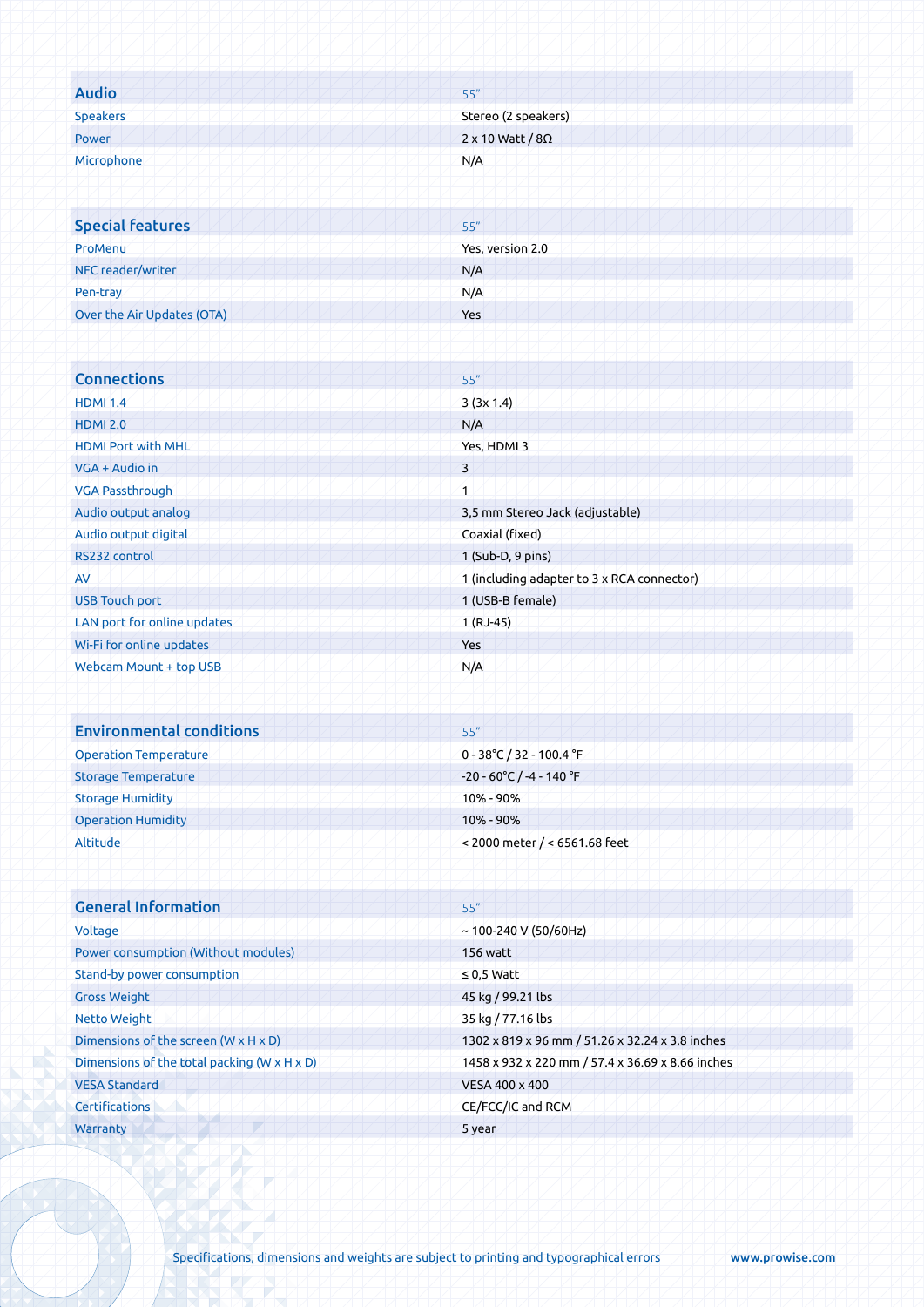| Audio | 55" |
| --- | --- |
| Speakers | Stereo (2 speakers) |
| Power | 2 x 10 Watt / 8Ω |
| Microphone | N/A |

| Special features | 55" |
| --- | --- |
| ProMenu | Yes, version 2.0 |
| NFC reader/writer | N/A |
| Pen-tray | N/A |
| Over the Air Updates (OTA) | Yes |

| Connections | 55" |
| --- | --- |
| HDMI 1.4 | 3 (3x 1.4) |
| HDMI 2.0 | N/A |
| HDMI Port with MHL | Yes, HDMI 3 |
| VGA + Audio in | 3 |
| VGA Passthrough | 1 |
| Audio output analog | 3,5 mm Stereo Jack (adjustable) |
| Audio output digital | Coaxial (fixed) |
| RS232 control | 1 (Sub-D, 9 pins) |
| AV | 1 (including adapter to 3 x RCA connector) |
| USB Touch port | 1 (USB-B female) |
| LAN port for online updates | 1 (RJ-45) |
| Wi-Fi for online updates | Yes |
| Webcam Mount + top USB | N/A |

| Environmental conditions | 55" |
| --- | --- |
| Operation Temperature | 0 - 38°C / 32 - 100.4 °F |
| Storage Temperature | -20 - 60°C / -4 - 140 °F |
| Storage Humidity | 10% - 90% |
| Operation Humidity | 10% - 90% |
| Altitude | < 2000 meter / < 6561.68 feet |

| General Information | 55" |
| --- | --- |
| Voltage | ~ 100-240 V (50/60Hz) |
| Power consumption (Without modules) | 156 watt |
| Stand-by power consumption | ≤ 0,5 Watt |
| Gross Weight | 45 kg / 99.21 lbs |
| Netto Weight | 35 kg / 77.16 lbs |
| Dimensions of the screen (W x H x D) | 1302 x 819 x 96 mm / 51.26 x 32.24 x 3.8 inches |
| Dimensions of the total packing (W x H x D) | 1458 x 932 x 220 mm / 57.4 x 36.69 x 8.66 inches |
| VESA Standard | VESA 400 x 400 |
| Certifications | CE/FCC/IC and RCM |
| Warranty | 5 year |

Specifications, dimensions and weights are subject to printing and typographical errors

www.prowise.com